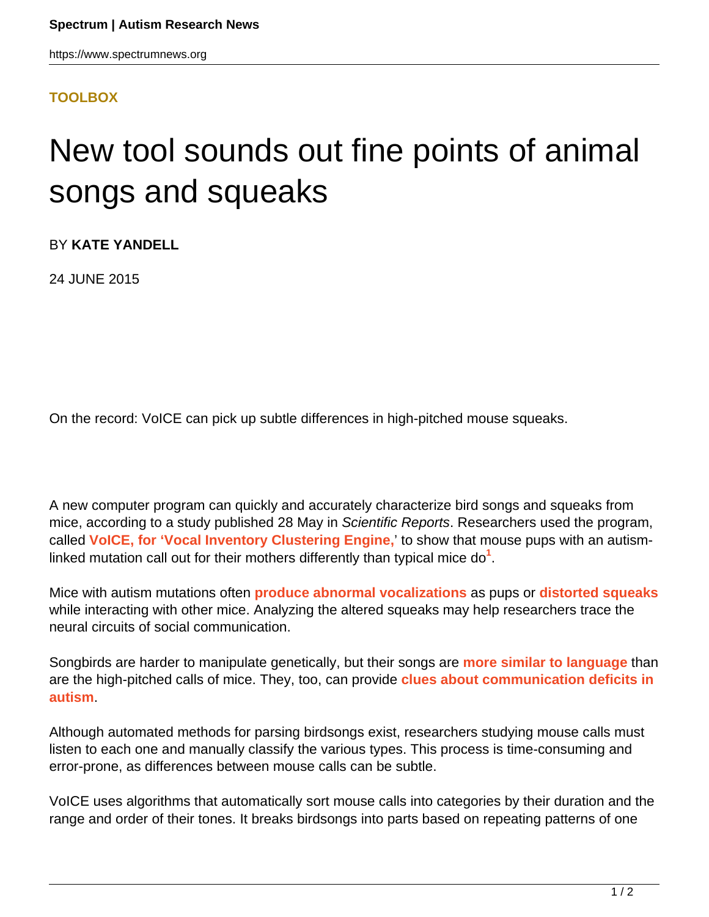**TOOLBOX**

# New tool sounds out fine points of animal songs and squeaks

BY **KATE YANDELL**

24 JUNE 2015

On the record: VoICE can pick up subtle differences in high-pitched mouse squeaks.

A new computer program can quickly and accurately characterize bird songs and squeaks from mice, according to a study published 28 May in *Scientific Reports*. Researchers used the program, called **VoICE, for 'Vocal Inventory Clustering Engine,'** to show that mouse pups with an autism-linked mutation call out for their mothers differently than typical mice do[1].

Mice with autism mutations often **produce abnormal vocalizations** as pups or **distorted squeaks** while interacting with other mice. Analyzing the altered squeaks may help researchers trace the neural circuits of social communication.

Songbirds are harder to manipulate genetically, but their songs are **more similar to language** than are the high-pitched calls of mice. They, too, can provide **clues about communication deficits in autism**.

Although automated methods for parsing birdsongs exist, researchers studying mouse calls must listen to each one and manually classify the various types. This process is time-consuming and error-prone, as differences between mouse calls can be subtle.

VoICE uses algorithms that automatically sort mouse calls into categories by their duration and the range and order of their tones. It breaks birdsongs into parts based on repeating patterns of one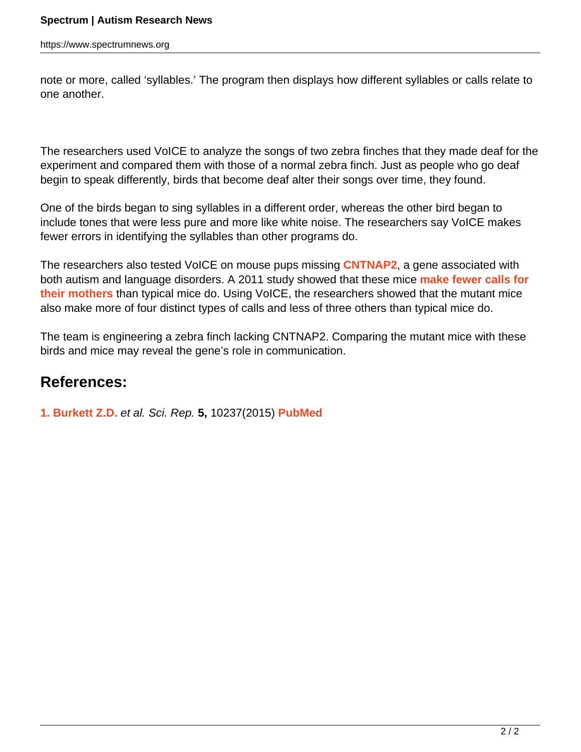note or more, called 'syllables.' The program then displays how different syllables or calls relate to one another.

The researchers used VoICE to analyze the songs of two zebra finches that they made deaf for the experiment and compared them with those of a normal zebra finch. Just as people who go deaf begin to speak differently, birds that become deaf alter their songs over time, they found.

One of the birds began to sing syllables in a different order, whereas the other bird began to include tones that were less pure and more like white noise. The researchers say VoICE makes fewer errors in identifying the syllables than other programs do.

The researchers also tested VoICE on mouse pups missing **CNTNAP2**, a gene associated with both autism and language disorders. A 2011 study showed that these mice **make fewer calls for their mothers** than typical mice do. Using VoICE, the researchers showed that the mutant mice also make more of four distinct types of calls and less of three others than typical mice do.

The team is engineering a zebra finch lacking CNTNAP2. Comparing the mutant mice with these birds and mice may reveal the gene's role in communication.

## References:

1. **Burkett Z.D.** *et al. Sci. Rep.* **5,** 10237(2015) **PubMed**